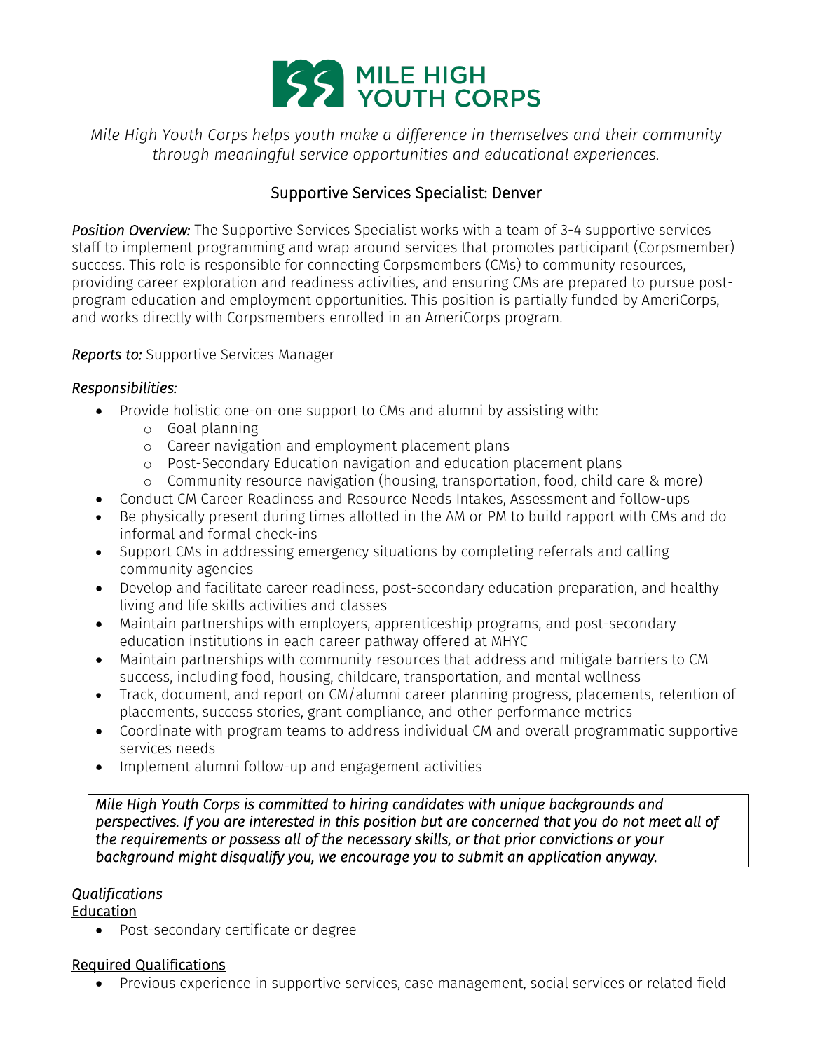MILE HIGH YOUTH CORPS

*Mile High Youth Corps helps youth make a difference in themselves and their community through meaningful service opportunities and educational experiences.*

## Supportive Services Specialist: Denver

***Position Overview:*** The Supportive Services Specialist works with a team of 3-4 supportive services staff to implement programming and wrap around services that promotes participant (Corpsmember) success. This role is responsible for connecting Corpsmembers (CMs) to community resources, providing career exploration and readiness activities, and ensuring CMs are prepared to pursue post-program education and employment opportunities. This position is partially funded by AmeriCorps, and works directly with Corpsmembers enrolled in an AmeriCorps program.

***Reports to:*** Supportive Services Manager

***Responsibilities:***

- Provide holistic one-on-one support to CMs and alumni by assisting with:
  - Goal planning
  - Career navigation and employment placement plans
  - Post-Secondary Education navigation and education placement plans
  - Community resource navigation (housing, transportation, food, child care & more)
- Conduct CM Career Readiness and Resource Needs Intakes, Assessment and follow-ups
- Be physically present during times allotted in the AM or PM to build rapport with CMs and do informal and formal check-ins
- Support CMs in addressing emergency situations by completing referrals and calling community agencies
- Develop and facilitate career readiness, post-secondary education preparation, and healthy living and life skills activities and classes
- Maintain partnerships with employers, apprenticeship programs, and post-secondary education institutions in each career pathway offered at MHYC
- Maintain partnerships with community resources that address and mitigate barriers to CM success, including food, housing, childcare, transportation, and mental wellness
- Track, document, and report on CM/alumni career planning progress, placements, retention of placements, success stories, grant compliance, and other performance metrics
- Coordinate with program teams to address individual CM and overall programmatic supportive services needs
- Implement alumni follow-up and engagement activities

*Mile High Youth Corps is committed to hiring candidates with unique backgrounds and perspectives. If you are interested in this position but are concerned that you do not meet all of the requirements or possess all of the necessary skills, or that prior convictions or your background might disqualify you, we encourage you to submit an application anyway.*

*Qualifications*

Education

- Post-secondary certificate or degree

Required Qualifications

- Previous experience in supportive services, case management, social services or related field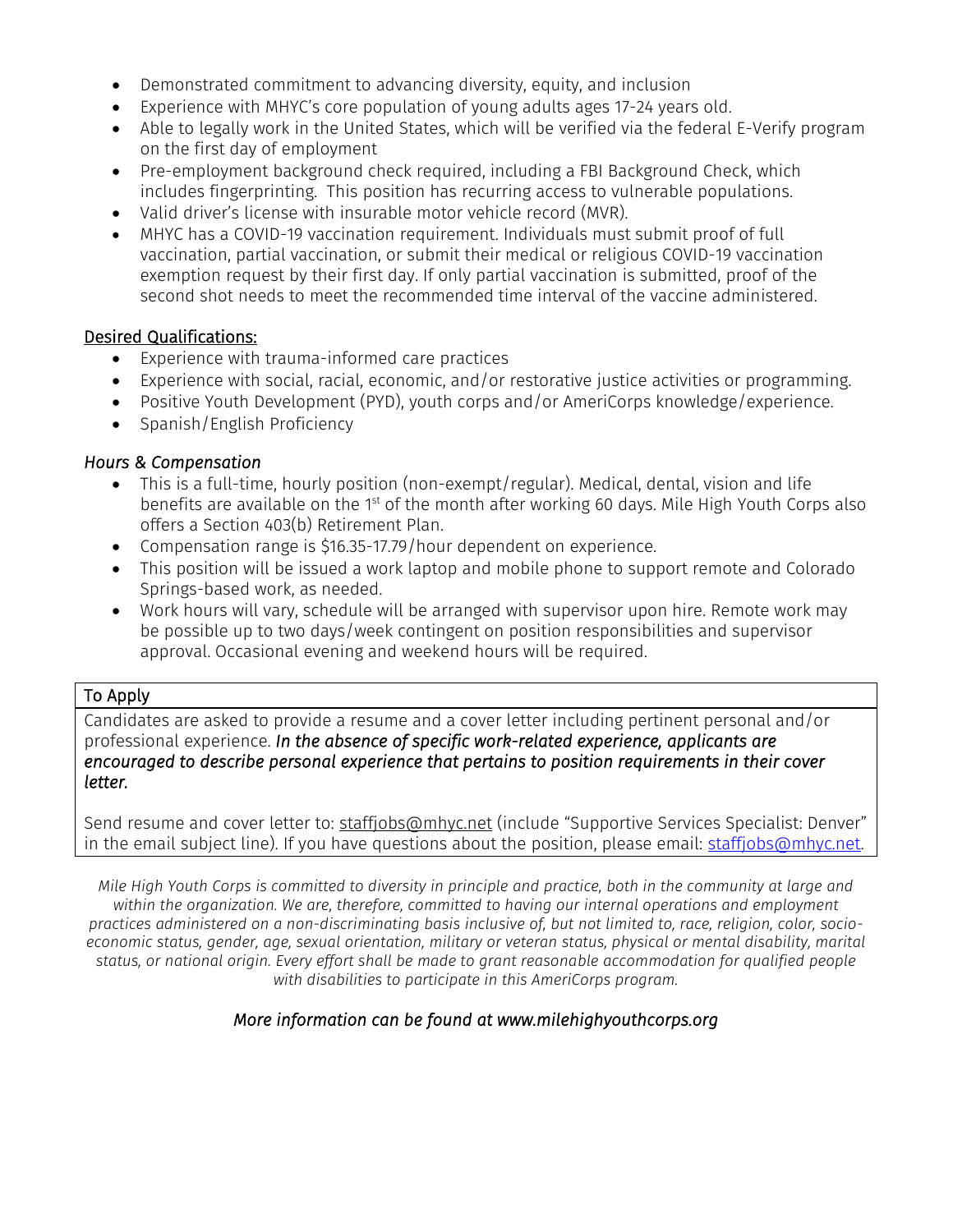- Demonstrated commitment to advancing diversity, equity, and inclusion
- Experience with MHYC's core population of young adults ages 17-24 years old.
- Able to legally work in the United States, which will be verified via the federal E-Verify program on the first day of employment
- Pre-employment background check required, including a FBI Background Check, which includes fingerprinting. This position has recurring access to vulnerable populations.
- Valid driver's license with insurable motor vehicle record (MVR).
- MHYC has a COVID-19 vaccination requirement. Individuals must submit proof of full vaccination, partial vaccination, or submit their medical or religious COVID-19 vaccination exemption request by their first day. If only partial vaccination is submitted, proof of the second shot needs to meet the recommended time interval of the vaccine administered.

## Desired Qualifications:

- Experience with trauma-informed care practices
- Experience with social, racial, economic, and/or restorative justice activities or programming.
- Positive Youth Development (PYD), youth corps and/or AmeriCorps knowledge/experience.
- Spanish/English Proficiency

### *Hours & Compensation*

- This is a full-time, hourly position (non-exempt/regular). Medical, dental, vision and life benefits are available on the 1st of the month after working 60 days. Mile High Youth Corps also offers a Section 403(b) Retirement Plan.
- Compensation range is $16.35-17.79/hour dependent on experience.
- This position will be issued a work laptop and mobile phone to support remote and Colorado Springs-based work, as needed.
- Work hours will vary, schedule will be arranged with supervisor upon hire. Remote work may be possible up to two days/week contingent on position responsibilities and supervisor approval. Occasional evening and weekend hours will be required.

## To Apply

Candidates are asked to provide a resume and a cover letter including pertinent personal and/or professional experience. ***In the absence of specific work-related experience, applicants are encouraged to describe personal experience that pertains to position requirements in their cover letter.***

Send resume and cover letter to: staffjobs@mhyc.net (include "Supportive Services Specialist: Denver" in the email subject line). If you have questions about the position, please email: staffjobs@mhyc.net.

*Mile High Youth Corps is committed to diversity in principle and practice, both in the community at large and within the organization. We are, therefore, committed to having our internal operations and employment practices administered on a non-discriminating basis inclusive of, but not limited to, race, religion, color, socio-economic status, gender, age, sexual orientation, military or veteran status, physical or mental disability, marital status, or national origin. Every effort shall be made to grant reasonable accommodation for qualified people with disabilities to participate in this AmeriCorps program.*

*More information can be found at www.milehighyouthcorps.org*